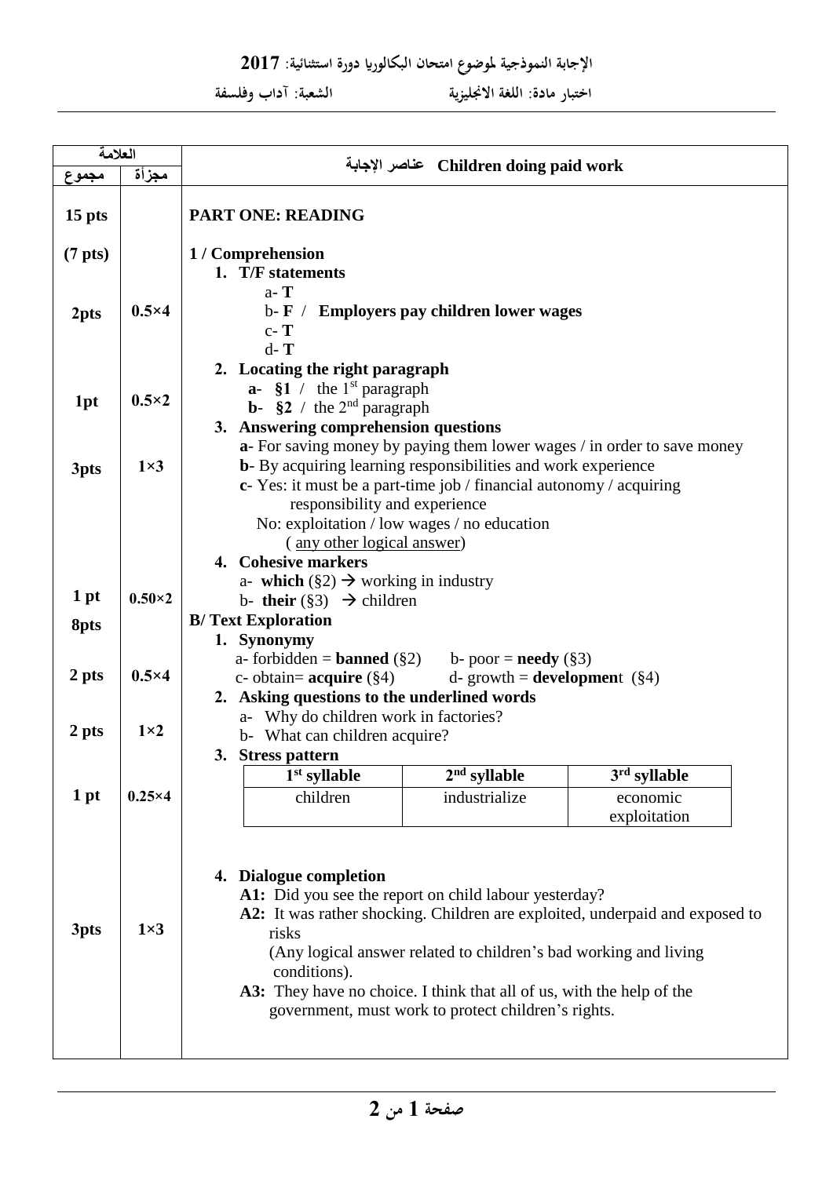**الإجابة النموذجية لموضوع امتحان البكالوريا دورة استثنائية: 2017**

**اختبار مادة: اللغة الانجليزية** **الشعبة: آداب وفلسفة**

| العلامة | | عناصر الإجابة Children doing paid work |
|---|---|---|
| مجموع | مجزأة | |
| **15 pts** | | **PART ONE: READING** |
| **(7 pts)** | | **1 / Comprehension** |
| **2pts** | **0.5×4** | **1. T/F statements**<br>a- **T**<br>b- **F** / **Employers pay children lower wages**<br>c- **T**<br>d- **T** |
| **1pt** | **0.5×2** | **2. Locating the right paragraph**<br>**a- §1** / the 1st paragraph<br>**b- §2** / the 2nd paragraph |
| **3pts** | **1×3** | **3. Answering comprehension questions**<br>**a**- For saving money by paying them lower wages / in order to save money<br>**b**- By acquiring learning responsibilities and work experience<br>**c**- Yes: it must be a part-time job / financial autonomy / acquiring responsibility and experience<br>No: exploitation / low wages / no education<br>( any other logical answer) |
| **1 pt** | **0.50×2** | **4. Cohesive markers**<br>a- **which** (§2) → working in industry<br>b- **their** (§3) → children |
| **8pts** | | **B/ Text Exploration** |
| **2 pts** | **0.5×4** | **1. Synonymy**<br>a- forbidden = **banned** (§2) b- poor = **needy** (§3)<br>c- obtain= **acquire** (§4) d- growth = **development** (§4) |
| **2 pts** | **1×2** | **2. Asking questions to the underlined words**<br>a- Why do children work in factories?<br>b- What can children acquire? |
| **1 pt** | **0.25×4** | **3. Stress pattern**<br>1st syllable: children<br>2nd syllable: industrialize<br>3rd syllable: economic, exploitation |
| **3pts** | **1×3** | **4. Dialogue completion**<br>**A1:** Did you see the report on child labour yesterday?<br>**A2:** It was rather shocking. Children are exploited, underpaid and exposed to risks<br>(Any logical answer related to children's bad working and living conditions).<br>**A3:** They have no choice. I think that all of us, with the help of the government, must work to protect children's rights. |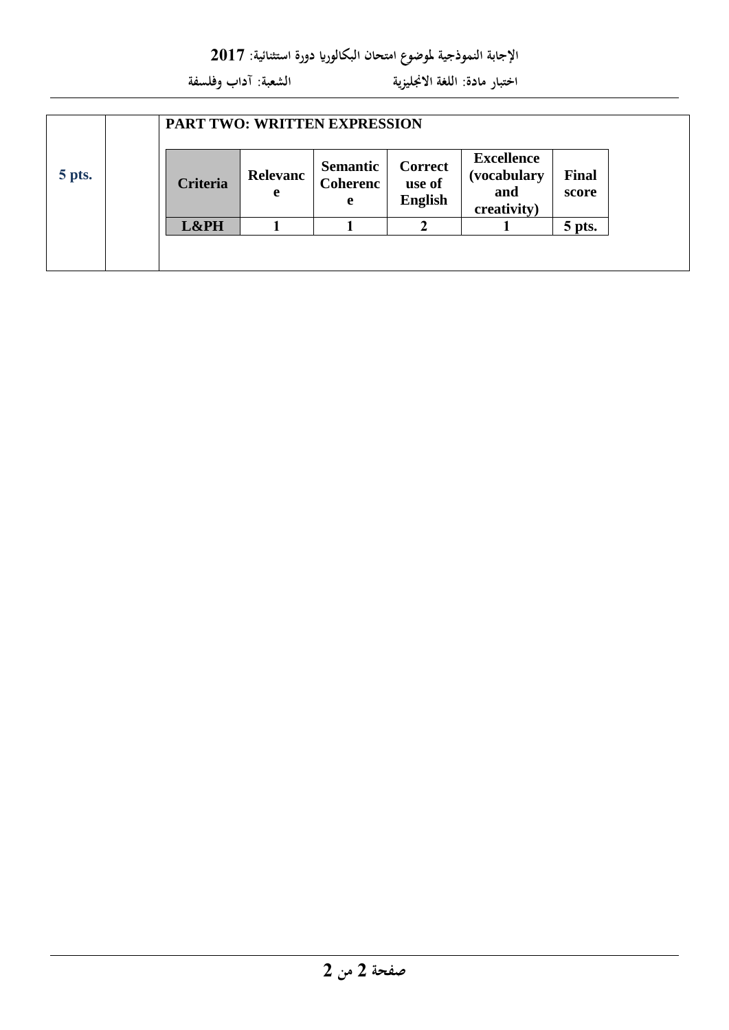الإجابة النموذجية لموضوع امتحان البكالوريا دورة استثنائية: 2017

اختبار مادة: اللغة الانجليزية &nbsp;&nbsp;&nbsp;&nbsp;&nbsp;&nbsp;&nbsp;&nbsp; الشعبة: آداب وفلسفة

| 5 pts. | | **PART TWO: WRITTEN EXPRESSION** |
|---|---|---|

| Criteria | Relevance | Semantic Coherence | Correct use of English | Excellence (vocabulary and creativity) | Final score |
|---|---|---|---|---|---|
| L&PH | 1 | 1 | 2 | 1 | 5 pts. |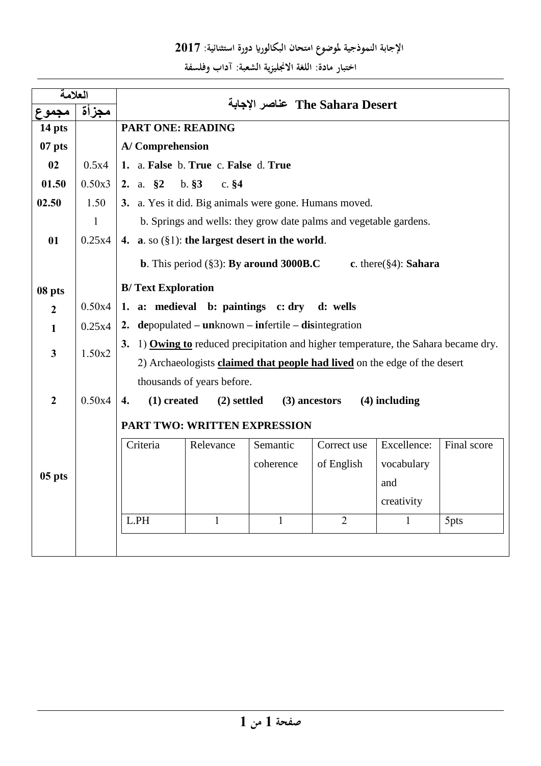**الإجابة النموذجية لموضوع امتحان البكالوريا دورة استثنائية: 2017**

**اختبار مادة: اللغة الانجليزية الشعبة: آداب وفلسفة**

| العلامة | | **The Sahara Desert عناصر الإجابة** |
|---|---|---|
| **مجموع** | **مجزأة** | |
| **14 pts** | | **PART ONE: READING** |
| **07 pts** | | **A/ Comprehension** |
| **02** | 0.5x4 | **1.** a. **False** b. **True** c. **False** d. **True** |
| **01.50** | 0.50x3 | **2.** a. **§2** b. **§3** c. **§4** |
| **02.50** | 1.50 | **3.** a. Yes it did. Big animals were gone. Humans moved. |
| | 1 | b. Springs and wells: they grow date palms and vegetable gardens. |
| **01** | 0.25x4 | **4.** **a**. so (§1): **the largest desert in the world**. |
| | | **b**. This period (§3): **By around 3000B.C** **c**. there(§4): **Sahara** |
| **08 pts** | | **B/ Text Exploration** |
| **2** | 0.50x4 | **1.** **a: medieval b: paintings c: dry d: wells** |
| **1** | 0.25x4 | **2.** **de**populated – **un**known – **in**fertile – **dis**integration |
| **3** | 1.50x2 | **3.** 1) **Owing to** reduced precipitation and higher temperature, the Sahara became dry. 2) Archaeologists **claimed that people had lived** on the edge of the desert thousands of years before. |
| **2** | 0.50x4 | **4.** **(1) created (2) settled (3) ancestors (4) including** |
| | | **PART TWO: WRITTEN EXPRESSION** |
| **05 pts** | | |

| Criteria | Relevance | Semantic coherence | Correct use of English | Excellence: vocabulary and creativity | Final score |
|---|---|---|---|---|---|
| L.PH | 1 | 1 | 2 | 1 | 5pts |